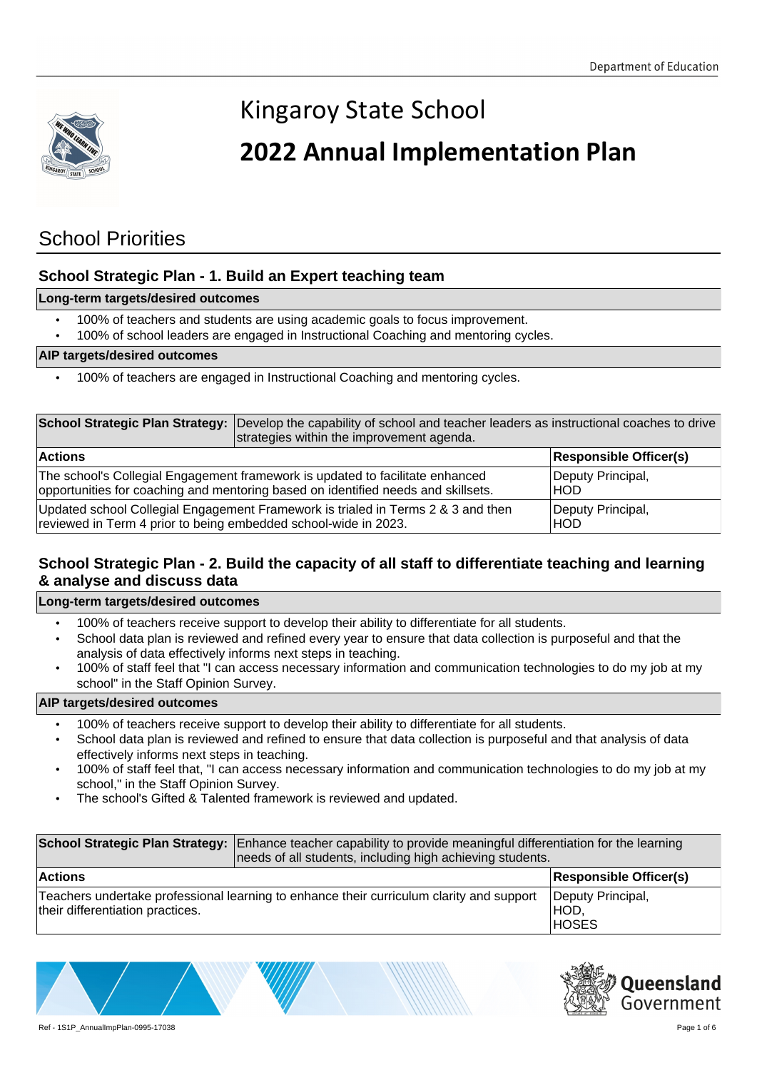# Kingaroy State School

# 2022 Annual Implementation Plan

## School Priorities

### School Strategic Plan - 1. Build an Expert teaching team

**Long-term targets/desired outcomes**

- 100% of teachers and students are using academic goals to focus improvement.
- 100% of school leaders are engaged in Instructional Coaching and mentoring cycles.

**AIP targets/desired outcomes**

- 100% of teachers are engaged in Instructional Coaching and mentoring cycles.

| **School Strategic Plan Strategy:** | Develop the capability of school and teacher leaders as instructional coaches to drive strategies within the improvement agenda. |
|---|---|
| **Actions** | **Responsible Officer(s)** |
| The school's Collegial Engagement framework is updated to facilitate enhanced opportunities for coaching and mentoring based on identified needs and skillsets. | Deputy Principal, HOD |
| Updated school Collegial Engagement Framework is trialed in Terms 2 & 3 and then reviewed in Term 4 prior to being embedded school-wide in 2023. | Deputy Principal, HOD |

### School Strategic Plan - 2. Build the capacity of all staff to differentiate teaching and learning & analyse and discuss data

**Long-term targets/desired outcomes**

- 100% of teachers receive support to develop their ability to differentiate for all students.
- School data plan is reviewed and refined every year to ensure that data collection is purposeful and that the analysis of data effectively informs next steps in teaching.
- 100% of staff feel that "I can access necessary information and communication technologies to do my job at my school" in the Staff Opinion Survey.

**AIP targets/desired outcomes**

- 100% of teachers receive support to develop their ability to differentiate for all students.
- School data plan is reviewed and refined to ensure that data collection is purposeful and that analysis of data effectively informs next steps in teaching.
- 100% of staff feel that, "I can access necessary information and communication technologies to do my job at my school," in the Staff Opinion Survey.
- The school's Gifted & Talented framework is reviewed and updated.

| **School Strategic Plan Strategy:** | Enhance teacher capability to provide meaningful differentiation for the learning needs of all students, including high achieving students. |
|---|---|
| **Actions** | **Responsible Officer(s)** |
| Teachers undertake professional learning to enhance their curriculum clarity and support their differentiation practices. | Deputy Principal, HOD, HOSES |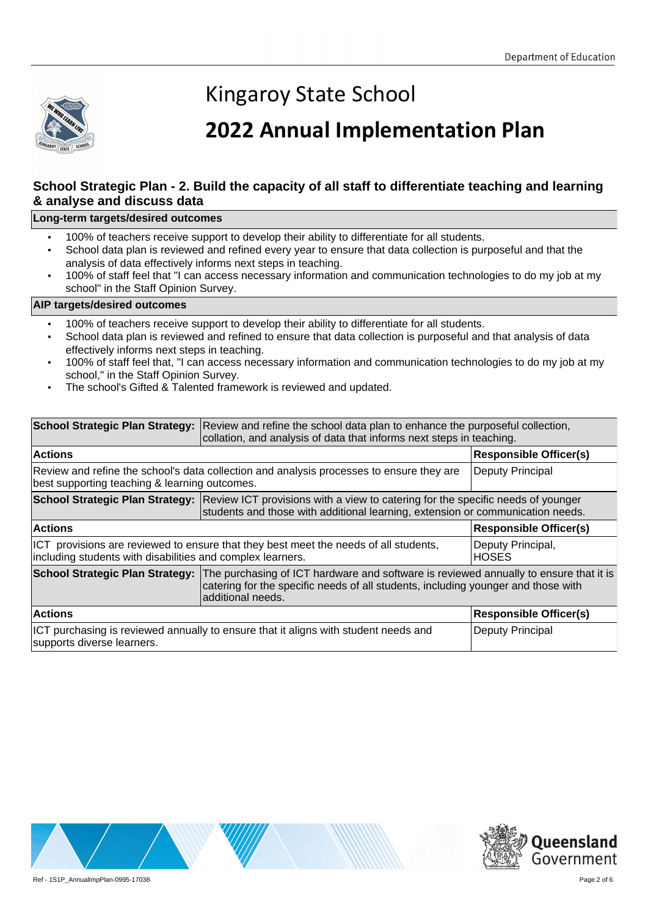# Kingaroy State School

# 2022 Annual Implementation Plan

## School Strategic Plan - 2. Build the capacity of all staff to differentiate teaching and learning & analyse and discuss data

**Long-term targets/desired outcomes**

- 100% of teachers receive support to develop their ability to differentiate for all students.
- School data plan is reviewed and refined every year to ensure that data collection is purposeful and that the analysis of data effectively informs next steps in teaching.
- 100% of staff feel that "I can access necessary information and communication technologies to do my job at my school" in the Staff Opinion Survey.

**AIP targets/desired outcomes**

- 100% of teachers receive support to develop their ability to differentiate for all students.
- School data plan is reviewed and refined to ensure that data collection is purposeful and that analysis of data effectively informs next steps in teaching.
- 100% of staff feel that, "I can access necessary information and communication technologies to do my job at my school," in the Staff Opinion Survey.
- The school's Gifted & Talented framework is reviewed and updated.

| **School Strategic Plan Strategy:** Review and refine the school data plan to enhance the purposeful collection, collation, and analysis of data that informs next steps in teaching. | |
|---|---|
| **Actions** | **Responsible Officer(s)** |
| Review and refine the school's data collection and analysis processes to ensure they are best supporting teaching & learning outcomes. | Deputy Principal |

| **School Strategic Plan Strategy:** Review ICT provisions with a view to catering for the specific needs of younger students and those with additional learning, extension or communication needs. | |
|---|---|
| **Actions** | **Responsible Officer(s)** |
| ICT provisions are reviewed to ensure that they best meet the needs of all students, including students with disabilities and complex learners. | Deputy Principal, HOSES |

| **School Strategic Plan Strategy:** The purchasing of ICT hardware and software is reviewed annually to ensure that it is catering for the specific needs of all students, including younger and those with additional needs. | |
|---|---|
| **Actions** | **Responsible Officer(s)** |
| ICT purchasing is reviewed annually to ensure that it aligns with student needs and supports diverse learners. | Deputy Principal |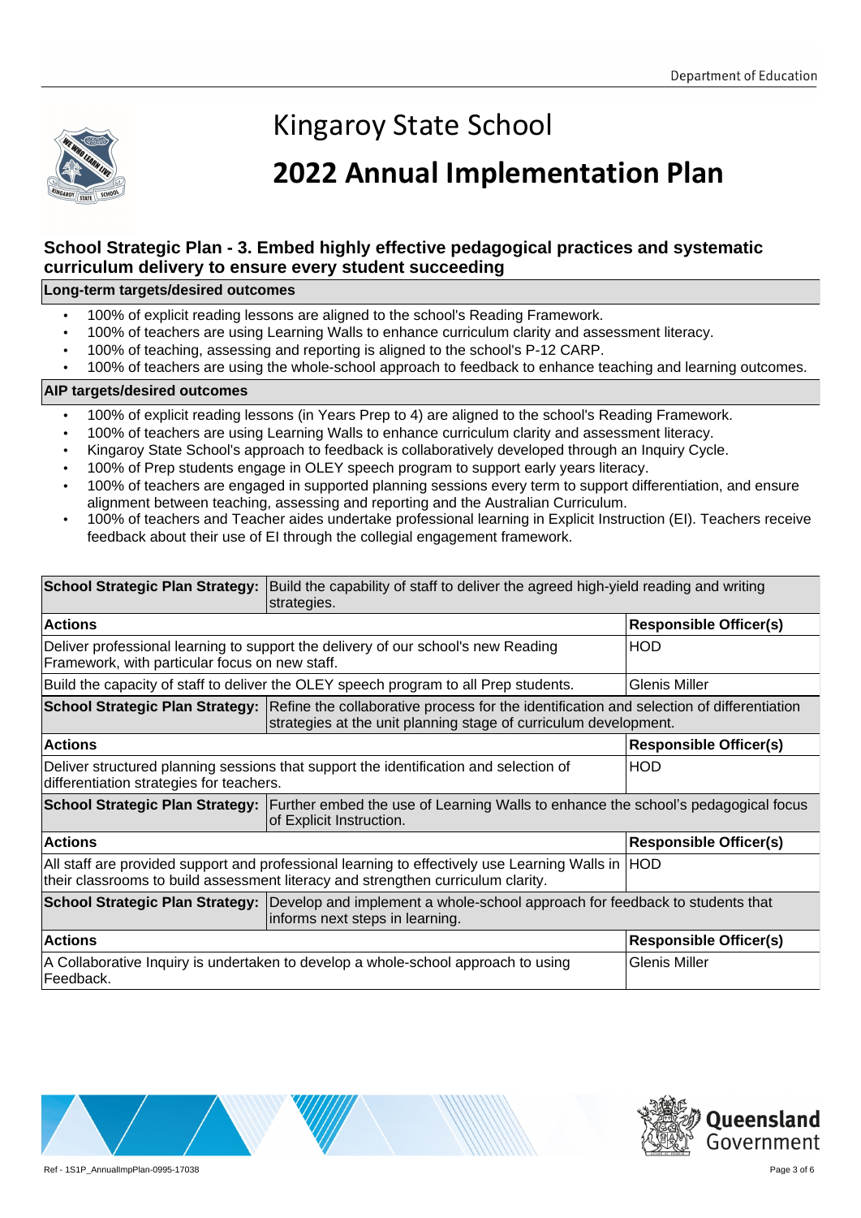# Kingaroy State School

# 2022 Annual Implementation Plan

## School Strategic Plan - 3. Embed highly effective pedagogical practices and systematic curriculum delivery to ensure every student succeeding

### Long-term targets/desired outcomes

- 100% of explicit reading lessons are aligned to the school's Reading Framework.
- 100% of teachers are using Learning Walls to enhance curriculum clarity and assessment literacy.
- 100% of teaching, assessing and reporting is aligned to the school's P-12 CARP.
- 100% of teachers are using the whole-school approach to feedback to enhance teaching and learning outcomes.

### AIP targets/desired outcomes

- 100% of explicit reading lessons (in Years Prep to 4) are aligned to the school's Reading Framework.
- 100% of teachers are using Learning Walls to enhance curriculum clarity and assessment literacy.
- Kingaroy State School's approach to feedback is collaboratively developed through an Inquiry Cycle.
- 100% of Prep students engage in OLEY speech program to support early years literacy.
- 100% of teachers are engaged in supported planning sessions every term to support differentiation, and ensure alignment between teaching, assessing and reporting and the Australian Curriculum.
- 100% of teachers and Teacher aides undertake professional learning in Explicit Instruction (EI). Teachers receive feedback about their use of EI through the collegial engagement framework.

| **School Strategic Plan Strategy:** Build the capability of staff to deliver the agreed high-yield reading and writing strategies. | |
|---|---|
| **Actions** | **Responsible Officer(s)** |
| Deliver professional learning to support the delivery of our school's new Reading Framework, with particular focus on new staff. | HOD |
| Build the capacity of staff to deliver the OLEY speech program to all Prep students. | Glenis Miller |
| **School Strategic Plan Strategy:** Refine the collaborative process for the identification and selection of differentiation strategies at the unit planning stage of curriculum development. | |
| **Actions** | **Responsible Officer(s)** |
| Deliver structured planning sessions that support the identification and selection of differentiation strategies for teachers. | HOD |
| **School Strategic Plan Strategy:** Further embed the use of Learning Walls to enhance the school's pedagogical focus of Explicit Instruction. | |
| **Actions** | **Responsible Officer(s)** |
| All staff are provided support and professional learning to effectively use Learning Walls in their classrooms to build assessment literacy and strengthen curriculum clarity. | HOD |
| **School Strategic Plan Strategy:** Develop and implement a whole-school approach for feedback to students that informs next steps in learning. | |
| **Actions** | **Responsible Officer(s)** |
| A Collaborative Inquiry is undertaken to develop a whole-school approach to using Feedback. | Glenis Miller |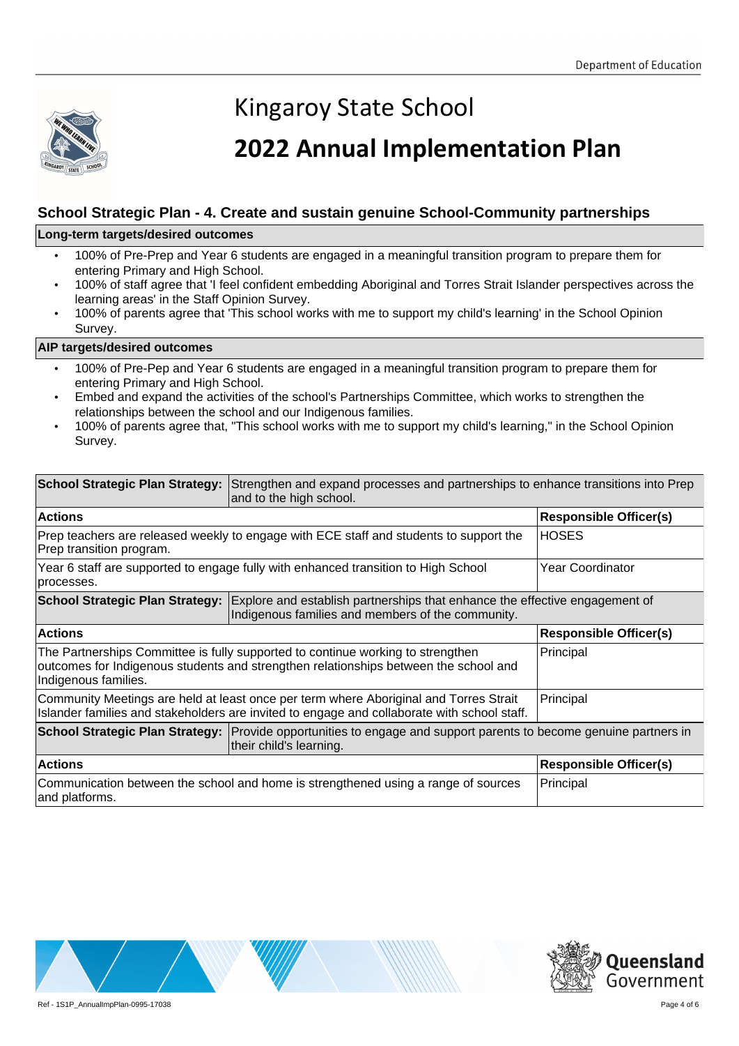# Kingaroy State School

# 2022 Annual Implementation Plan

## School Strategic Plan - 4. Create and sustain genuine School-Community partnerships

### Long-term targets/desired outcomes

- 100% of Pre-Prep and Year 6 students are engaged in a meaningful transition program to prepare them for entering Primary and High School.
- 100% of staff agree that 'I feel confident embedding Aboriginal and Torres Strait Islander perspectives across the learning areas' in the Staff Opinion Survey.
- 100% of parents agree that 'This school works with me to support my child's learning' in the School Opinion Survey.

### AIP targets/desired outcomes

- 100% of Pre-Pep and Year 6 students are engaged in a meaningful transition program to prepare them for entering Primary and High School.
- Embed and expand the activities of the school's Partnerships Committee, which works to strengthen the relationships between the school and our Indigenous families.
- 100% of parents agree that, "This school works with me to support my child's learning," in the School Opinion Survey.

| **School Strategic Plan Strategy:** Strengthen and expand processes and partnerships to enhance transitions into Prep and to the high school. | |
|---|---|
| **Actions** | **Responsible Officer(s)** |
| Prep teachers are released weekly to engage with ECE staff and students to support the Prep transition program. | HOSES |
| Year 6 staff are supported to engage fully with enhanced transition to High School processes. | Year Coordinator |
| **School Strategic Plan Strategy:** Explore and establish partnerships that enhance the effective engagement of Indigenous families and members of the community. | |
| **Actions** | **Responsible Officer(s)** |
| The Partnerships Committee is fully supported to continue working to strengthen outcomes for Indigenous students and strengthen relationships between the school and Indigenous families. | Principal |
| Community Meetings are held at least once per term where Aboriginal and Torres Strait Islander families and stakeholders are invited to engage and collaborate with school staff. | Principal |
| **School Strategic Plan Strategy:** Provide opportunities to engage and support parents to become genuine partners in their child's learning. | |
| **Actions** | **Responsible Officer(s)** |
| Communication between the school and home is strengthened using a range of sources and platforms. | Principal |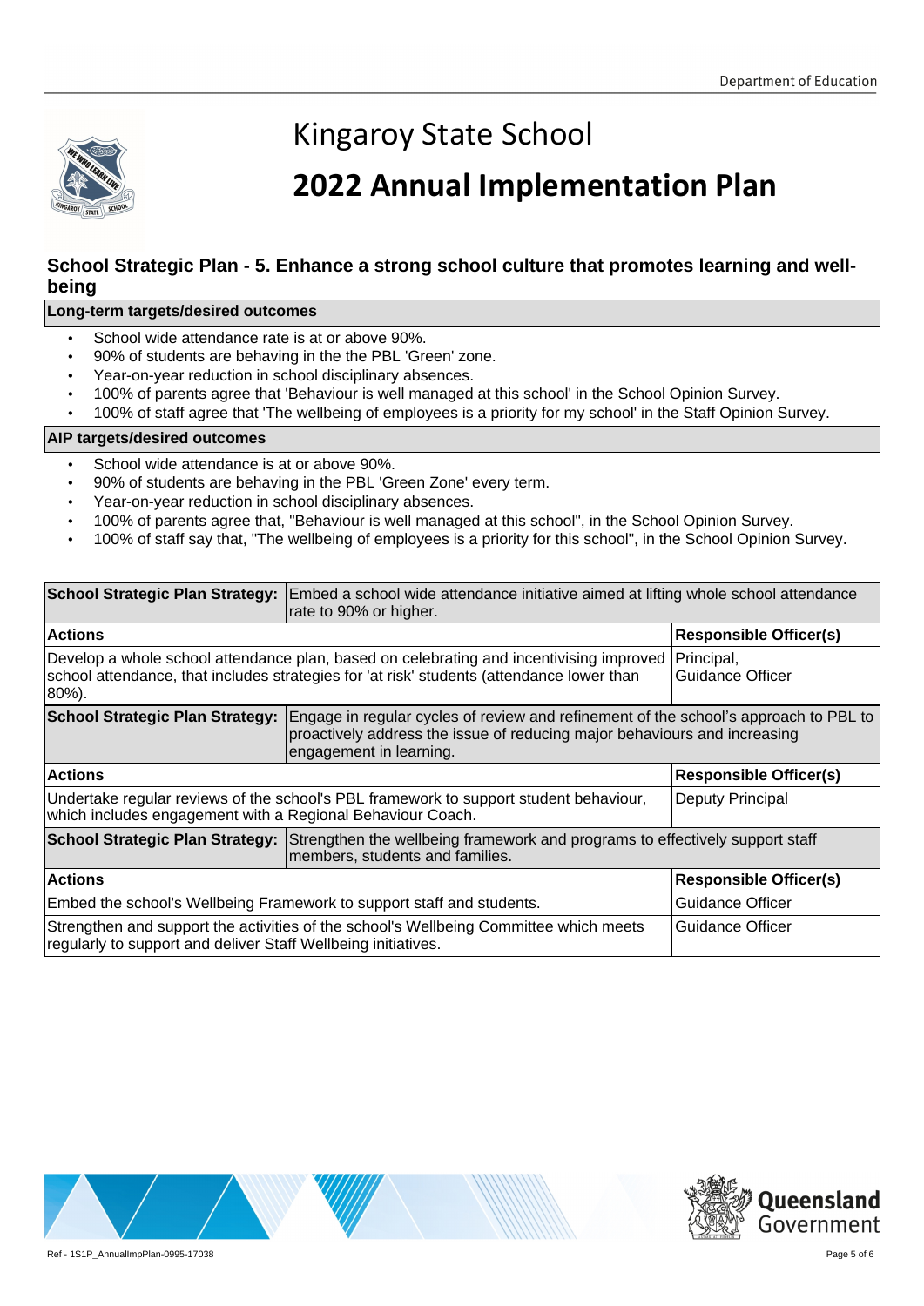# Kingaroy State School

# 2022 Annual Implementation Plan

## School Strategic Plan - 5. Enhance a strong school culture that promotes learning and well-being

**Long-term targets/desired outcomes**

- School wide attendance rate is at or above 90%.
- 90% of students are behaving in the the PBL 'Green' zone.
- Year-on-year reduction in school disciplinary absences.
- 100% of parents agree that 'Behaviour is well managed at this school' in the School Opinion Survey.
- 100% of staff agree that 'The wellbeing of employees is a priority for my school' in the Staff Opinion Survey.

**AIP targets/desired outcomes**

- School wide attendance is at or above 90%.
- 90% of students are behaving in the PBL 'Green Zone' every term.
- Year-on-year reduction in school disciplinary absences.
- 100% of parents agree that, "Behaviour is well managed at this school", in the School Opinion Survey.
- 100% of staff say that, "The wellbeing of employees is a priority for this school", in the School Opinion Survey.

| **School Strategic Plan Strategy:** | Embed a school wide attendance initiative aimed at lifting whole school attendance rate to 90% or higher. |
|---|---|
| **Actions** | **Responsible Officer(s)** |
| Develop a whole school attendance plan, based on celebrating and incentivising improved school attendance, that includes strategies for 'at risk' students (attendance lower than 80%). | Principal, Guidance Officer |

| **School Strategic Plan Strategy:** | Engage in regular cycles of review and refinement of the school's approach to PBL to proactively address the issue of reducing major behaviours and increasing engagement in learning. |
|---|---|
| **Actions** | **Responsible Officer(s)** |
| Undertake regular reviews of the school's PBL framework to support student behaviour, which includes engagement with a Regional Behaviour Coach. | Deputy Principal |

| **School Strategic Plan Strategy:** | Strengthen the wellbeing framework and programs to effectively support staff members, students and families. |
|---|---|
| **Actions** | **Responsible Officer(s)** |
| Embed the school's Wellbeing Framework to support staff and students. | Guidance Officer |
| Strengthen and support the activities of the school's Wellbeing Committee which meets regularly to support and deliver Staff Wellbeing initiatives. | Guidance Officer |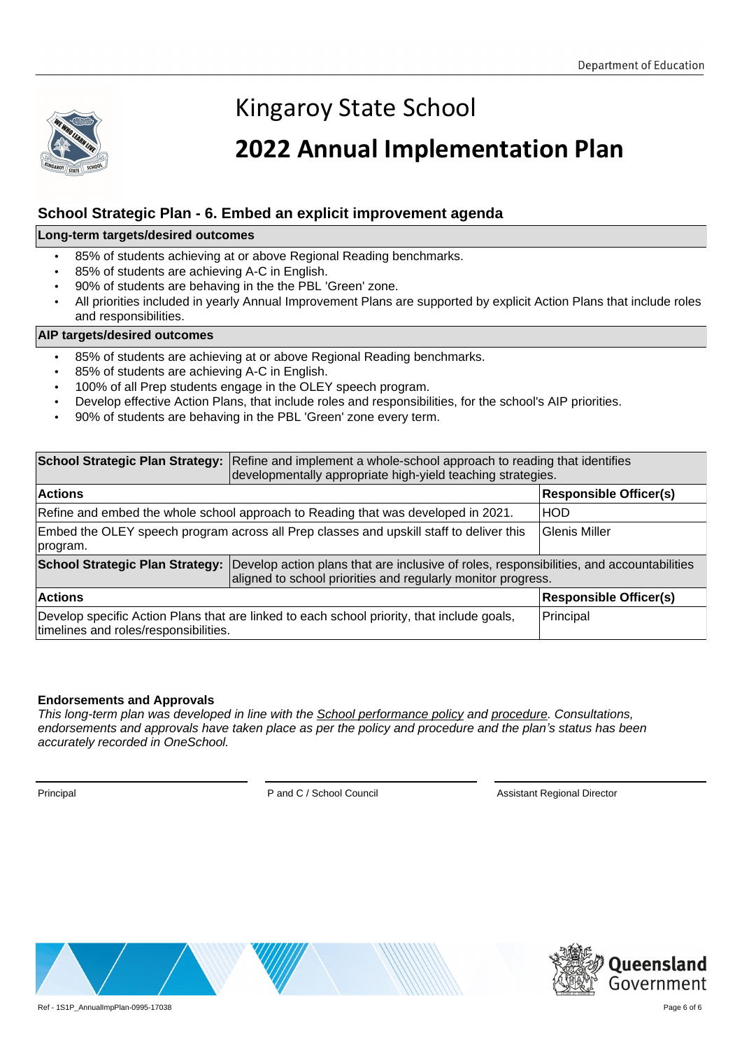# Kingaroy State School

# 2022 Annual Implementation Plan

## School Strategic Plan - 6. Embed an explicit improvement agenda

### Long-term targets/desired outcomes

- 85% of students achieving at or above Regional Reading benchmarks.
- 85% of students are achieving A-C in English.
- 90% of students are behaving in the the PBL 'Green' zone.
- All priorities included in yearly Annual Improvement Plans are supported by explicit Action Plans that include roles and responsibilities.

### AIP targets/desired outcomes

- 85% of students are achieving at or above Regional Reading benchmarks.
- 85% of students are achieving A-C in English.
- 100% of all Prep students engage in the OLEY speech program.
- Develop effective Action Plans, that include roles and responsibilities, for the school's AIP priorities.
- 90% of students are behaving in the PBL 'Green' zone every term.

| | |
|---|---|
| **School Strategic Plan Strategy:** Refine and implement a whole-school approach to reading that identifies developmentally appropriate high-yield teaching strategies. | |
| **Actions** | **Responsible Officer(s)** |
| Refine and embed the whole school approach to Reading that was developed in 2021. | HOD |
| Embed the OLEY speech program across all Prep classes and upskill staff to deliver this program. | Glenis Miller |
| **School Strategic Plan Strategy:** Develop action plans that are inclusive of roles, responsibilities, and accountabilities aligned to school priorities and regularly monitor progress. | |
| **Actions** | **Responsible Officer(s)** |
| Develop specific Action Plans that are linked to each school priority, that include goals, timelines and roles/responsibilities. | Principal |

**Endorsements and Approvals**

*This long-term plan was developed in line with the School performance policy and procedure. Consultations, endorsements and approvals have taken place as per the policy and procedure and the plan's status has been accurately recorded in OneSchool.*

Principal | P and C / School Council | Assistant Regional Director